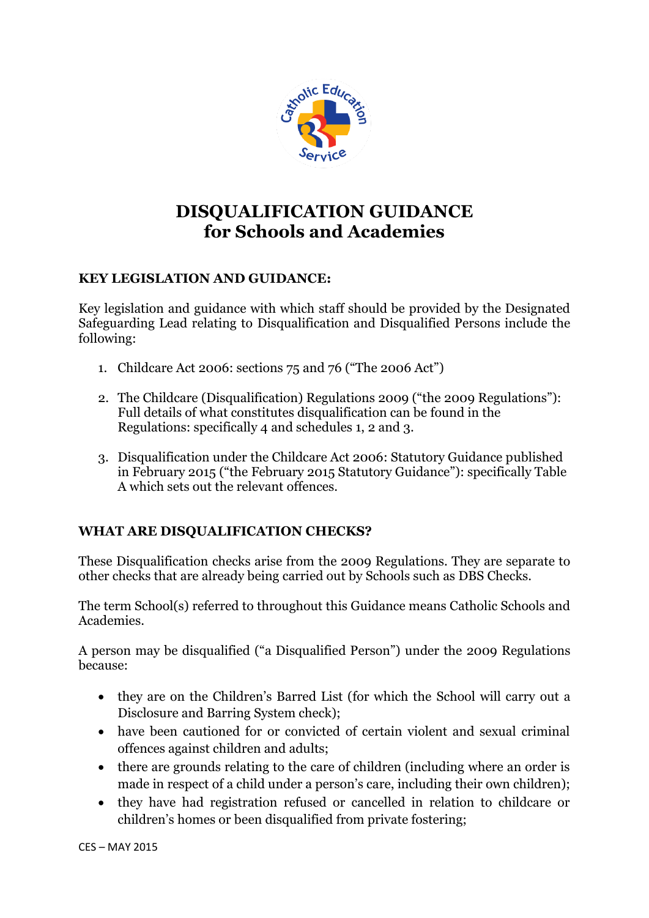# DISQUALIFICATION GUIDANCE
# for Schools and Academies

## KEY LEGISLATION AND GUIDANCE:

Key legislation and guidance with which staff should be provided by the Designated Safeguarding Lead relating to Disqualification and Disqualified Persons include the following:

1. Childcare Act 2006: sections 75 and 76 ("The 2006 Act")

2. The Childcare (Disqualification) Regulations 2009 ("the 2009 Regulations"): Full details of what constitutes disqualification can be found in the Regulations: specifically 4 and schedules 1, 2 and 3.

3. Disqualification under the Childcare Act 2006: Statutory Guidance published in February 2015 ("the February 2015 Statutory Guidance"): specifically Table A which sets out the relevant offences.

## WHAT ARE DISQUALIFICATION CHECKS?

These Disqualification checks arise from the 2009 Regulations. They are separate to other checks that are already being carried out by Schools such as DBS Checks.

The term School(s) referred to throughout this Guidance means Catholic Schools and Academies.

A person may be disqualified ("a Disqualified Person") under the 2009 Regulations because:

- they are on the Children's Barred List (for which the School will carry out a Disclosure and Barring System check);
- have been cautioned for or convicted of certain violent and sexual criminal offences against children and adults;
- there are grounds relating to the care of children (including where an order is made in respect of a child under a person's care, including their own children);
- they have had registration refused or cancelled in relation to childcare or children's homes or been disqualified from private fostering;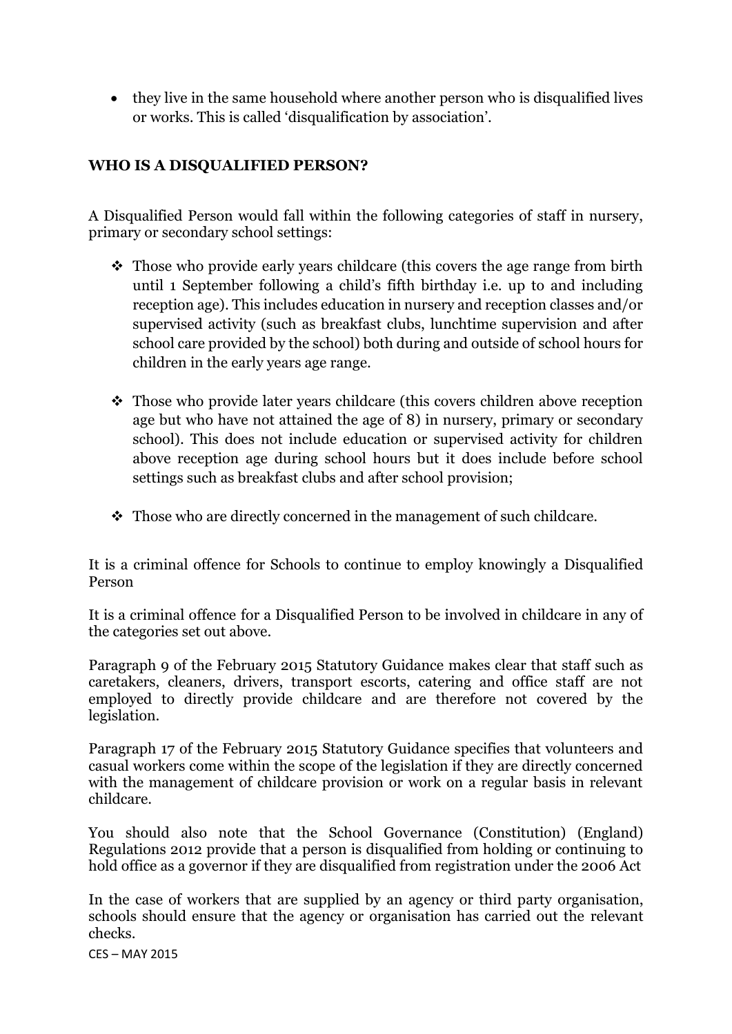- they live in the same household where another person who is disqualified lives or works. This is called 'disqualification by association'.

**WHO IS A DISQUALIFIED PERSON?**

A Disqualified Person would fall within the following categories of staff in nursery, primary or secondary school settings:

- Those who provide early years childcare (this covers the age range from birth until 1 September following a child's fifth birthday i.e. up to and including reception age). This includes education in nursery and reception classes and/or supervised activity (such as breakfast clubs, lunchtime supervision and after school care provided by the school) both during and outside of school hours for children in the early years age range.

- Those who provide later years childcare (this covers children above reception age but who have not attained the age of 8) in nursery, primary or secondary school). This does not include education or supervised activity for children above reception age during school hours but it does include before school settings such as breakfast clubs and after school provision;

- Those who are directly concerned in the management of such childcare.

It is a criminal offence for Schools to continue to employ knowingly a Disqualified Person

It is a criminal offence for a Disqualified Person to be involved in childcare in any of the categories set out above.

Paragraph 9 of the February 2015 Statutory Guidance makes clear that staff such as caretakers, cleaners, drivers, transport escorts, catering and office staff are not employed to directly provide childcare and are therefore not covered by the legislation.

Paragraph 17 of the February 2015 Statutory Guidance specifies that volunteers and casual workers come within the scope of the legislation if they are directly concerned with the management of childcare provision or work on a regular basis in relevant childcare.

You should also note that the School Governance (Constitution) (England) Regulations 2012 provide that a person is disqualified from holding or continuing to hold office as a governor if they are disqualified from registration under the 2006 Act

In the case of workers that are supplied by an agency or third party organisation, schools should ensure that the agency or organisation has carried out the relevant checks.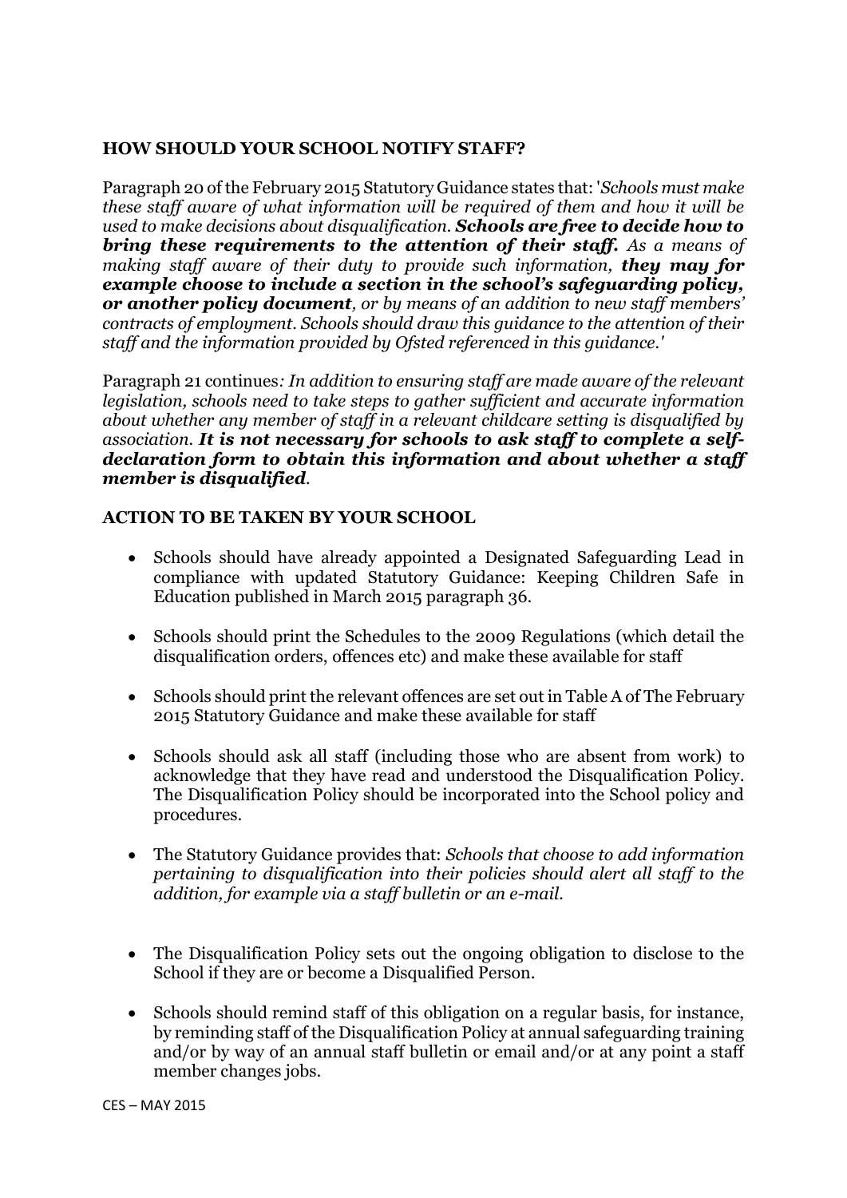## HOW SHOULD YOUR SCHOOL NOTIFY STAFF?

Paragraph 20 of the February 2015 Statutory Guidance states that: '*Schools must make these staff aware of what information will be required of them and how it will be used to make decisions about disqualification.* ***Schools are free to decide how to bring these requirements to the attention of their staff.*** *As a means of making staff aware of their duty to provide such information,* ***they may for example choose to include a section in the school's safeguarding policy, or another policy document****, or by means of an addition to new staff members' contracts of employment. Schools should draw this guidance to the attention of their staff and the information provided by Ofsted referenced in this guidance.'*

Paragraph 21 continues*: In addition to ensuring staff are made aware of the relevant legislation, schools need to take steps to gather sufficient and accurate information about whether any member of staff in a relevant childcare setting is disqualified by association.* ***It is not necessary for schools to ask staff to complete a self-declaration form to obtain this information and about whether a staff member is disqualified****.*

## ACTION TO BE TAKEN BY YOUR SCHOOL

- Schools should have already appointed a Designated Safeguarding Lead in compliance with updated Statutory Guidance: Keeping Children Safe in Education published in March 2015 paragraph 36.
- Schools should print the Schedules to the 2009 Regulations (which detail the disqualification orders, offences etc) and make these available for staff
- Schools should print the relevant offences are set out in Table A of The February 2015 Statutory Guidance and make these available for staff
- Schools should ask all staff (including those who are absent from work) to acknowledge that they have read and understood the Disqualification Policy. The Disqualification Policy should be incorporated into the School policy and procedures.
- The Statutory Guidance provides that: *Schools that choose to add information pertaining to disqualification into their policies should alert all staff to the addition, for example via a staff bulletin or an e-mail.*
- The Disqualification Policy sets out the ongoing obligation to disclose to the School if they are or become a Disqualified Person.
- Schools should remind staff of this obligation on a regular basis, for instance, by reminding staff of the Disqualification Policy at annual safeguarding training and/or by way of an annual staff bulletin or email and/or at any point a staff member changes jobs.

CES – MAY 2015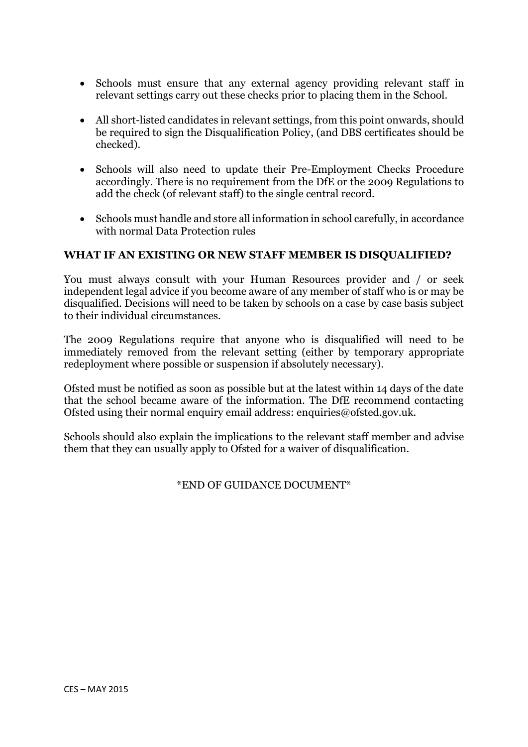- Schools must ensure that any external agency providing relevant staff in relevant settings carry out these checks prior to placing them in the School.
- All short-listed candidates in relevant settings, from this point onwards, should be required to sign the Disqualification Policy, (and DBS certificates should be checked).
- Schools will also need to update their Pre-Employment Checks Procedure accordingly. There is no requirement from the DfE or the 2009 Regulations to add the check (of relevant staff) to the single central record.
- Schools must handle and store all information in school carefully, in accordance with normal Data Protection rules

**WHAT IF AN EXISTING OR NEW STAFF MEMBER IS DISQUALIFIED?**

You must always consult with your Human Resources provider and / or seek independent legal advice if you become aware of any member of staff who is or may be disqualified. Decisions will need to be taken by schools on a case by case basis subject to their individual circumstances.

The 2009 Regulations require that anyone who is disqualified will need to be immediately removed from the relevant setting (either by temporary appropriate redeployment where possible or suspension if absolutely necessary).

Ofsted must be notified as soon as possible but at the latest within 14 days of the date that the school became aware of the information. The DfE recommend contacting Ofsted using their normal enquiry email address: enquiries@ofsted.gov.uk.

Schools should also explain the implications to the relevant staff member and advise them that they can usually apply to Ofsted for a waiver of disqualification.

*END OF GUIDANCE DOCUMENT*

CES – MAY 2015